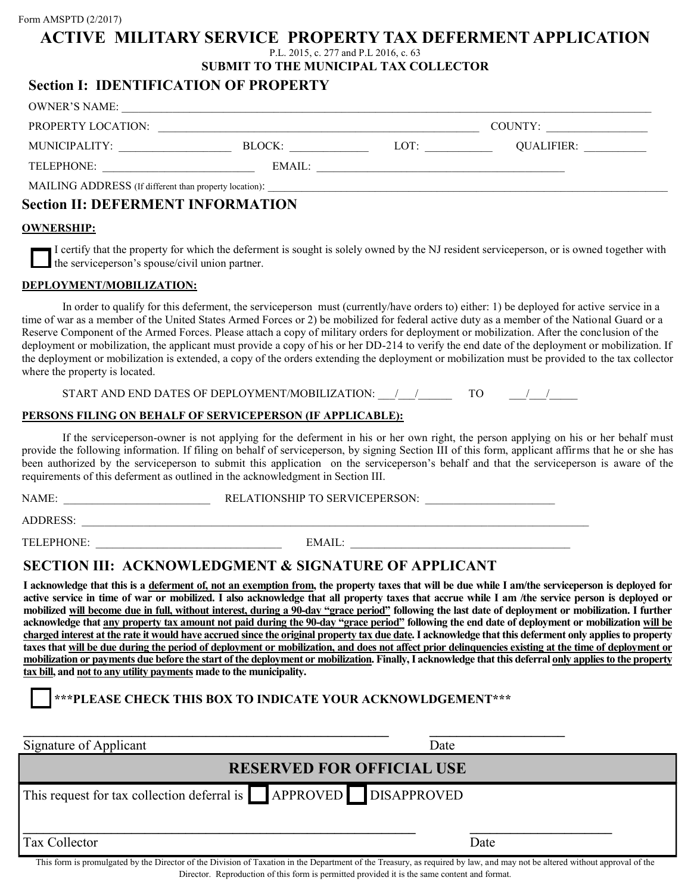Form AMSPTD (2/2017)

# ACTIVE MILITARY SERVICE PROPERTY TAX DEFERMENT APPLICATION

P.L. 2015, c. 277 and P.L 2016, c. 63

**SUBMIT TO THE MUNICIPAL TAX COLLECTOR**

## Section I: IDENTIFICATION OF PROPERTY

OWNER'S NAME: ____________________________________________

PROPERTY LOCATION: ______________________________ COUNTY: ______________

MUNICIPALITY: ______________ BLOCK: ____________ LOT: ___________ QUALIFIER: __________

TELEPHONE: ____________________ EMAIL: ______________________________

MAILING ADDRESS (If different than property location): ______________________________

## Section II: DEFERMENT INFORMATION

**OWNERSHIP:**

☐ I certify that the property for which the deferment is sought is solely owned by the NJ resident serviceperson, or is owned together with the serviceperson's spouse/civil union partner.

**DEPLOYMENT/MOBILIZATION:**

In order to qualify for this deferment, the serviceperson must (currently/have orders to) either: 1) be deployed for active service in a time of war as a member of the United States Armed Forces or 2) be mobilized for federal active duty as a member of the National Guard or a Reserve Component of the Armed Forces. Please attach a copy of military orders for deployment or mobilization. After the conclusion of the deployment or mobilization, the applicant must provide a copy of his or her DD-214 to verify the end date of the deployment or mobilization. If the deployment or mobilization is extended, a copy of the orders extending the deployment or mobilization must be provided to the tax collector where the property is located.

START AND END DATES OF DEPLOYMENT/MOBILIZATION: ___/___/______ TO ___/___/_____

**PERSONS FILING ON BEHALF OF SERVICEPERSON (IF APPLICABLE):**

If the serviceperson-owner is not applying for the deferment in his or her own right, the person applying on his or her behalf must provide the following information. If filing on behalf of serviceperson, by signing Section III of this form, applicant affirms that he or she has been authorized by the serviceperson to submit this application on the serviceperson's behalf and that the serviceperson is aware of the requirements of this deferment as outlined in the acknowledgment in Section III.

NAME: ____________________ RELATIONSHIP TO SERVICEPERSON: ____________________

ADDRESS: ______________________________________________

TELEPHONE: ________________________ EMAIL: ______________________________

## SECTION III: ACKNOWLEDGMENT & SIGNATURE OF APPLICANT

**I acknowledge that this is a deferment of, not an exemption from, the property taxes that will be due while I am/the serviceperson is deployed for active service in time of war or mobilized. I also acknowledge that all property taxes that accrue while I am /the service person is deployed or mobilized will become due in full, without interest, during a 90-day "grace period" following the last date of deployment or mobilization. I further acknowledge that any property tax amount not paid during the 90-day "grace period" following the end date of deployment or mobilization will be charged interest at the rate it would have accrued since the original property tax due date. I acknowledge that this deferment only applies to property taxes that will be due during the period of deployment or mobilization, and does not affect prior delinquencies existing at the time of deployment or mobilization or payments due before the start of the deployment or mobilization. Finally, I acknowledge that this deferral only applies to the property tax bill, and not to any utility payments made to the municipality.**

☐ **\*\*\*PLEASE CHECK THIS BOX TO INDICATE YOUR ACKNOWLDGEMENT\*\*\***

______________________________________ ____________________

Signature of Applicant Date

## RESERVED FOR OFFICIAL USE

This request for tax collection deferral is ☐ APPROVED ☐ DISAPPROVED

______________________________________ ____________________

Tax Collector Date

This form is promulgated by the Director of the Division of Taxation in the Department of the Treasury, as required by law, and may not be altered without approval of the Director. Reproduction of this form is permitted provided it is the same content and format.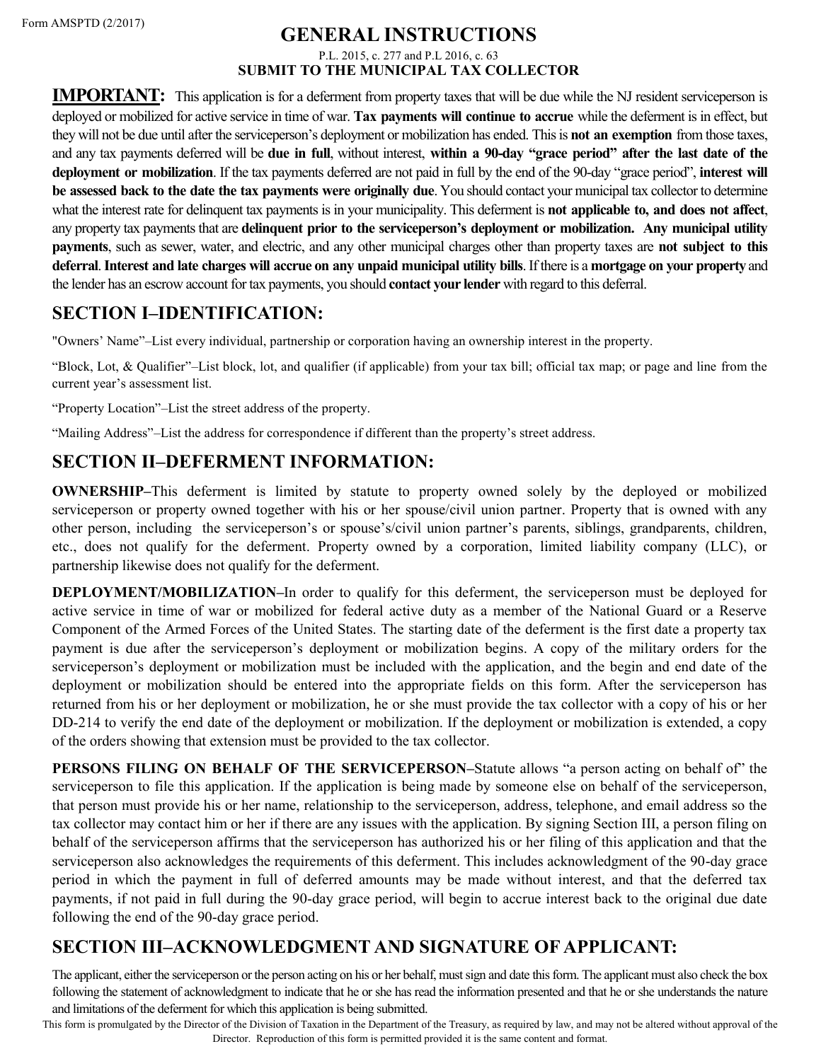Form AMSPTD (2/2017)

# GENERAL INSTRUCTIONS

P.L. 2015, c. 277 and P.L 2016, c. 63

**SUBMIT TO THE MUNICIPAL TAX COLLECTOR**

**IMPORTANT:** This application is for a deferment from property taxes that will be due while the NJ resident serviceperson is deployed or mobilized for active service in time of war. **Tax payments will continue to accrue** while the deferment is in effect, but they will not be due until after the serviceperson's deployment or mobilization has ended. This is **not an exemption** from those taxes, and any tax payments deferred will be **due in full**, without interest, **within a 90-day "grace period" after the last date of the deployment or mobilization**. If the tax payments deferred are not paid in full by the end of the 90-day "grace period", **interest will be assessed back to the date the tax payments were originally due**. You should contact your municipal tax collector to determine what the interest rate for delinquent tax payments is in your municipality. This deferment is **not applicable to, and does not affect**, any property tax payments that are **delinquent prior to the serviceperson's deployment or mobilization. Any municipal utility payments**, such as sewer, water, and electric, and any other municipal charges other than property taxes are **not subject to this deferral**. **Interest and late charges will accrue on any unpaid municipal utility bills**. If there is a **mortgage on your property** and the lender has an escrow account for tax payments, you should **contact your lender** with regard to this deferral.

## SECTION I–IDENTIFICATION:

"Owners' Name"–List every individual, partnership or corporation having an ownership interest in the property.

"Block, Lot, & Qualifier"–List block, lot, and qualifier (if applicable) from your tax bill; official tax map; or page and line from the current year's assessment list.

"Property Location"–List the street address of the property.

"Mailing Address"–List the address for correspondence if different than the property's street address.

## SECTION II–DEFERMENT INFORMATION:

**OWNERSHIP–**This deferment is limited by statute to property owned solely by the deployed or mobilized serviceperson or property owned together with his or her spouse/civil union partner. Property that is owned with any other person, including the serviceperson's or spouse's/civil union partner's parents, siblings, grandparents, children, etc., does not qualify for the deferment. Property owned by a corporation, limited liability company (LLC), or partnership likewise does not qualify for the deferment.

**DEPLOYMENT/MOBILIZATION–**In order to qualify for this deferment, the serviceperson must be deployed for active service in time of war or mobilized for federal active duty as a member of the National Guard or a Reserve Component of the Armed Forces of the United States. The starting date of the deferment is the first date a property tax payment is due after the serviceperson's deployment or mobilization begins. A copy of the military orders for the serviceperson's deployment or mobilization must be included with the application, and the begin and end date of the deployment or mobilization should be entered into the appropriate fields on this form. After the serviceperson has returned from his or her deployment or mobilization, he or she must provide the tax collector with a copy of his or her DD-214 to verify the end date of the deployment or mobilization. If the deployment or mobilization is extended, a copy of the orders showing that extension must be provided to the tax collector.

**PERSONS FILING ON BEHALF OF THE SERVICEPERSON–**Statute allows "a person acting on behalf of" the serviceperson to file this application. If the application is being made by someone else on behalf of the serviceperson, that person must provide his or her name, relationship to the serviceperson, address, telephone, and email address so the tax collector may contact him or her if there are any issues with the application. By signing Section III, a person filing on behalf of the serviceperson affirms that the serviceperson has authorized his or her filing of this application and that the serviceperson also acknowledges the requirements of this deferment. This includes acknowledgment of the 90-day grace period in which the payment in full of deferred amounts may be made without interest, and that the deferred tax payments, if not paid in full during the 90-day grace period, will begin to accrue interest back to the original due date following the end of the 90-day grace period.

## SECTION III–ACKNOWLEDGMENT AND SIGNATURE OF APPLICANT:

The applicant, either the serviceperson or the person acting on his or her behalf, must sign and date this form. The applicant must also check the box following the statement of acknowledgment to indicate that he or she has read the information presented and that he or she understands the nature and limitations of the deferment for which this application is being submitted.

This form is promulgated by the Director of the Division of Taxation in the Department of the Treasury, as required by law, and may not be altered without approval of the Director. Reproduction of this form is permitted provided it is the same content and format.